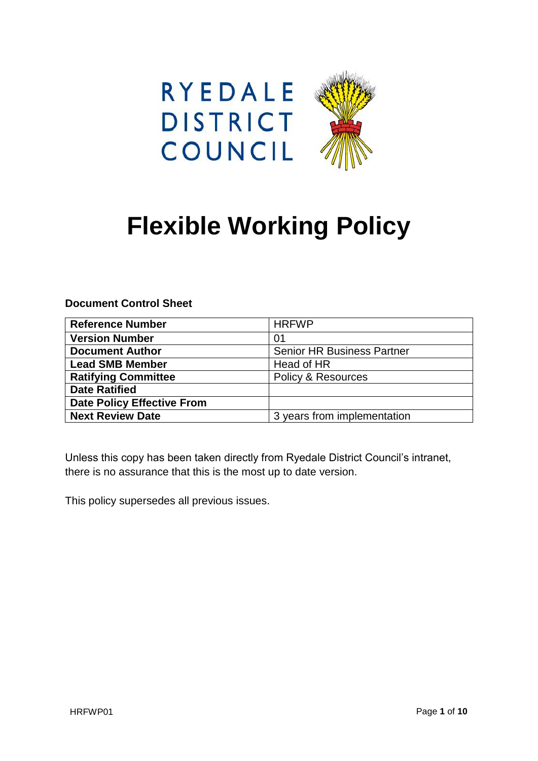RYEDALE DISTRICT COUNCIL

# Flexible Working Policy

**Document Control Sheet**

| Reference Number | HRFWP |
|---|---|
| **Version Number** | 01 |
| **Document Author** | Senior HR Business Partner |
| **Lead SMB Member** | Head of HR |
| **Ratifying Committee** | Policy & Resources |
| **Date Ratified** | |
| **Date Policy Effective From** | |
| **Next Review Date** | 3 years from implementation |

Unless this copy has been taken directly from Ryedale District Council's intranet, there is no assurance that this is the most up to date version.

This policy supersedes all previous issues.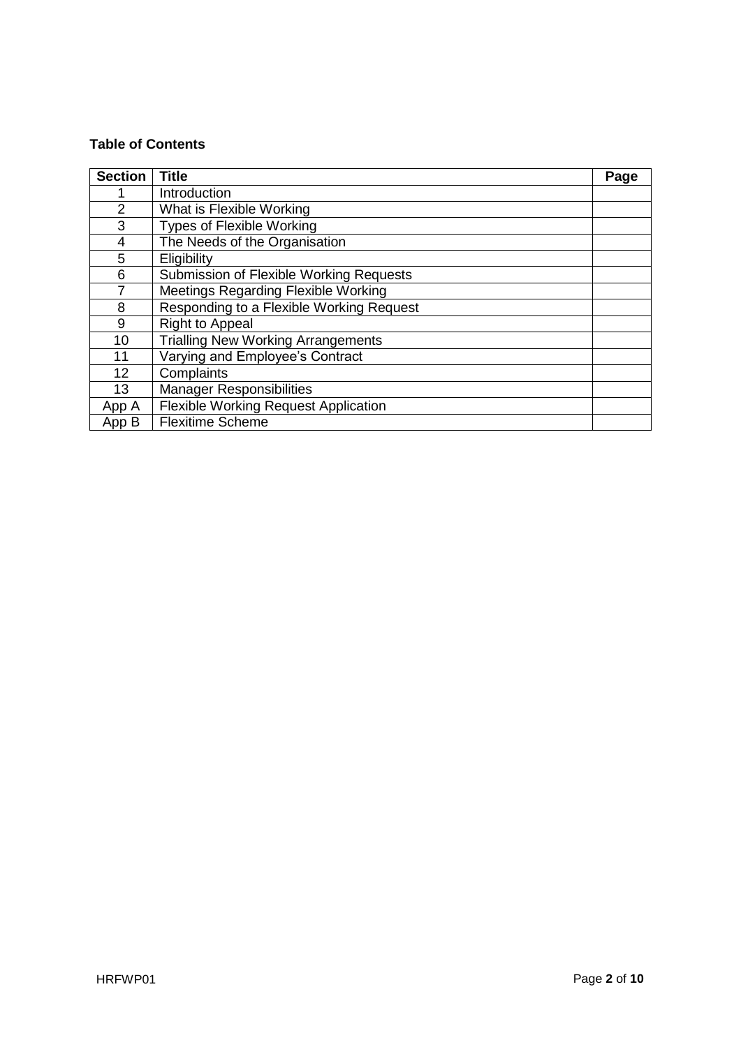**Table of Contents**

| Section | Title | Page |
|---|---|---|
| 1 | Introduction | |
| 2 | What is Flexible Working | |
| 3 | Types of Flexible Working | |
| 4 | The Needs of the Organisation | |
| 5 | Eligibility | |
| 6 | Submission of Flexible Working Requests | |
| 7 | Meetings Regarding Flexible Working | |
| 8 | Responding to a Flexible Working Request | |
| 9 | Right to Appeal | |
| 10 | Trialling New Working Arrangements | |
| 11 | Varying and Employee's Contract | |
| 12 | Complaints | |
| 13 | Manager Responsibilities | |
| App A | Flexible Working Request Application | |
| App B | Flexitime Scheme | |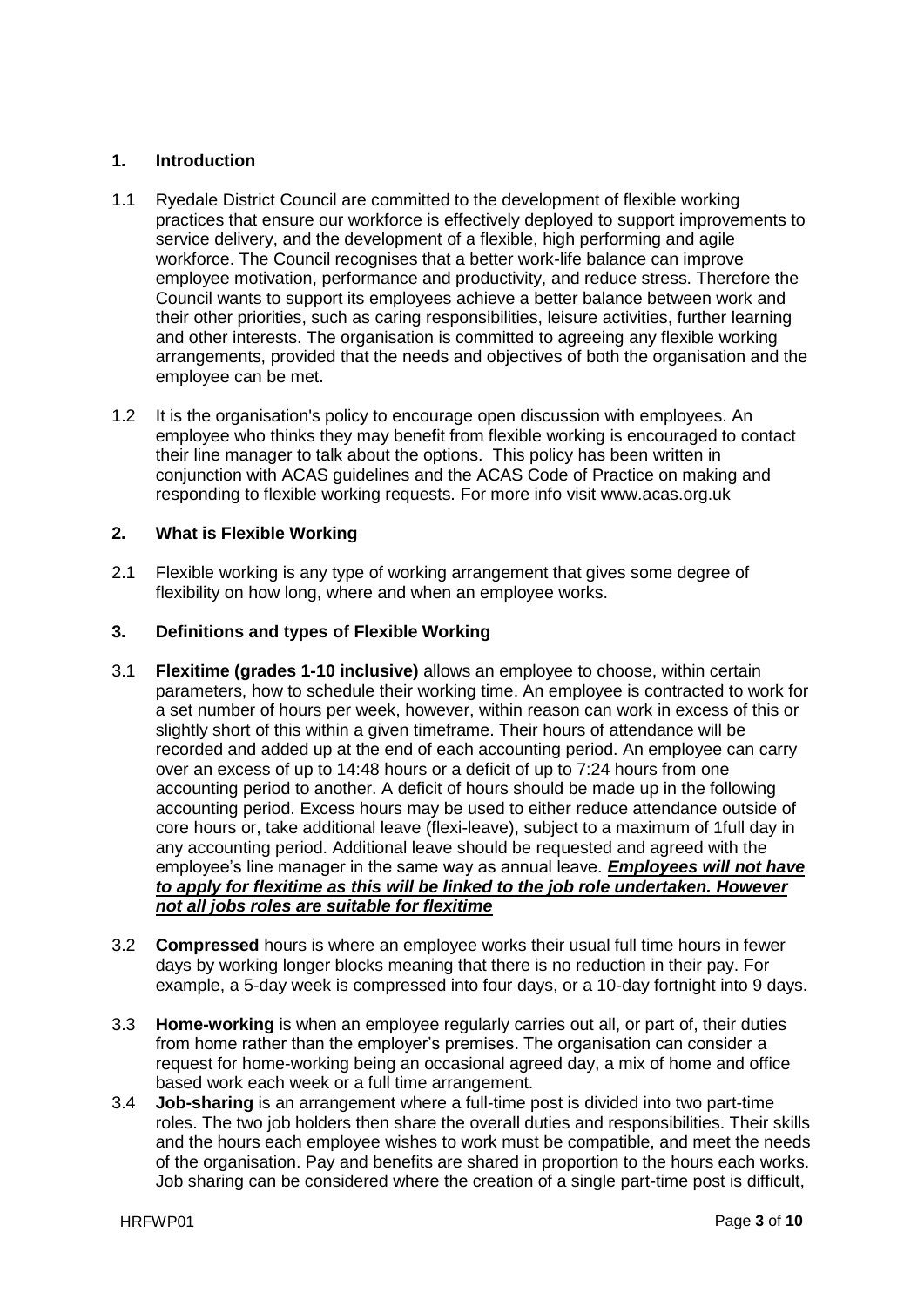## 1. Introduction

1.1 Ryedale District Council are committed to the development of flexible working practices that ensure our workforce is effectively deployed to support improvements to service delivery, and the development of a flexible, high performing and agile workforce. The Council recognises that a better work-life balance can improve employee motivation, performance and productivity, and reduce stress. Therefore the Council wants to support its employees achieve a better balance between work and their other priorities, such as caring responsibilities, leisure activities, further learning and other interests. The organisation is committed to agreeing any flexible working arrangements, provided that the needs and objectives of both the organisation and the employee can be met.

1.2 It is the organisation's policy to encourage open discussion with employees. An employee who thinks they may benefit from flexible working is encouraged to contact their line manager to talk about the options. This policy has been written in conjunction with ACAS guidelines and the ACAS Code of Practice on making and responding to flexible working requests. For more info visit www.acas.org.uk

## 2. What is Flexible Working

2.1 Flexible working is any type of working arrangement that gives some degree of flexibility on how long, where and when an employee works.

## 3. Definitions and types of Flexible Working

3.1 **Flexitime (grades 1-10 inclusive)** allows an employee to choose, within certain parameters, how to schedule their working time. An employee is contracted to work for a set number of hours per week, however, within reason can work in excess of this or slightly short of this within a given timeframe. Their hours of attendance will be recorded and added up at the end of each accounting period. An employee can carry over an excess of up to 14:48 hours or a deficit of up to 7:24 hours from one accounting period to another. A deficit of hours should be made up in the following accounting period. Excess hours may be used to either reduce attendance outside of core hours or, take additional leave (flexi-leave), subject to a maximum of 1full day in any accounting period. Additional leave should be requested and agreed with the employee's line manager in the same way as annual leave. ***Employees will not have to apply for flexitime as this will be linked to the job role undertaken. However not all jobs roles are suitable for flexitime***

3.2 **Compressed** hours is where an employee works their usual full time hours in fewer days by working longer blocks meaning that there is no reduction in their pay. For example, a 5-day week is compressed into four days, or a 10-day fortnight into 9 days.

3.3 **Home-working** is when an employee regularly carries out all, or part of, their duties from home rather than the employer's premises. The organisation can consider a request for home-working being an occasional agreed day, a mix of home and office based work each week or a full time arrangement.

3.4 **Job-sharing** is an arrangement where a full-time post is divided into two part-time roles. The two job holders then share the overall duties and responsibilities. Their skills and the hours each employee wishes to work must be compatible, and meet the needs of the organisation. Pay and benefits are shared in proportion to the hours each works. Job sharing can be considered where the creation of a single part-time post is difficult,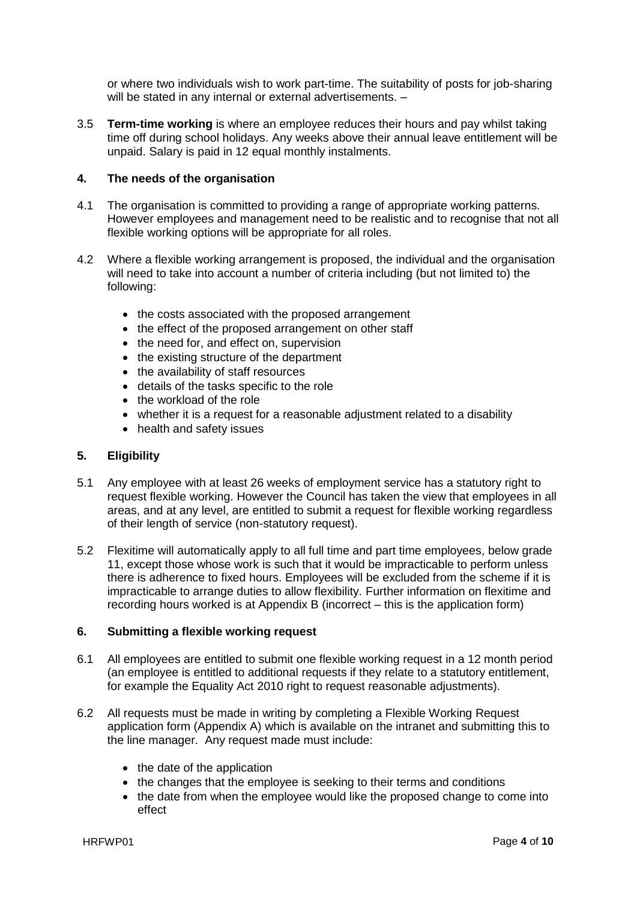or where two individuals wish to work part-time. The suitability of posts for job-sharing will be stated in any internal or external advertisements. –

3.5 **Term-time working** is where an employee reduces their hours and pay whilst taking time off during school holidays. Any weeks above their annual leave entitlement will be unpaid. Salary is paid in 12 equal monthly instalments.

## 4. The needs of the organisation

4.1 The organisation is committed to providing a range of appropriate working patterns. However employees and management need to be realistic and to recognise that not all flexible working options will be appropriate for all roles.

4.2 Where a flexible working arrangement is proposed, the individual and the organisation will need to take into account a number of criteria including (but not limited to) the following:

- the costs associated with the proposed arrangement
- the effect of the proposed arrangement on other staff
- the need for, and effect on, supervision
- the existing structure of the department
- the availability of staff resources
- details of the tasks specific to the role
- the workload of the role
- whether it is a request for a reasonable adjustment related to a disability
- health and safety issues

## 5. Eligibility

5.1 Any employee with at least 26 weeks of employment service has a statutory right to request flexible working. However the Council has taken the view that employees in all areas, and at any level, are entitled to submit a request for flexible working regardless of their length of service (non-statutory request).

5.2 Flexitime will automatically apply to all full time and part time employees, below grade 11, except those whose work is such that it would be impracticable to perform unless there is adherence to fixed hours. Employees will be excluded from the scheme if it is impracticable to arrange duties to allow flexibility. Further information on flexitime and recording hours worked is at Appendix B (incorrect – this is the application form)

## 6. Submitting a flexible working request

6.1 All employees are entitled to submit one flexible working request in a 12 month period (an employee is entitled to additional requests if they relate to a statutory entitlement, for example the Equality Act 2010 right to request reasonable adjustments).

6.2 All requests must be made in writing by completing a Flexible Working Request application form (Appendix A) which is available on the intranet and submitting this to the line manager. Any request made must include:

- the date of the application
- the changes that the employee is seeking to their terms and conditions
- the date from when the employee would like the proposed change to come into effect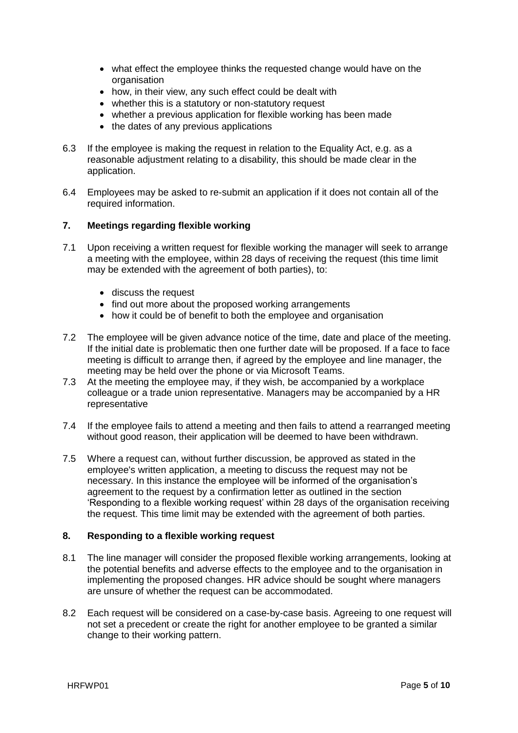- what effect the employee thinks the requested change would have on the organisation
- how, in their view, any such effect could be dealt with
- whether this is a statutory or non-statutory request
- whether a previous application for flexible working has been made
- the dates of any previous applications

6.3 If the employee is making the request in relation to the Equality Act, e.g. as a reasonable adjustment relating to a disability, this should be made clear in the application.

6.4 Employees may be asked to re-submit an application if it does not contain all of the required information.

## 7. Meetings regarding flexible working

7.1 Upon receiving a written request for flexible working the manager will seek to arrange a meeting with the employee, within 28 days of receiving the request (this time limit may be extended with the agreement of both parties), to:

- discuss the request
- find out more about the proposed working arrangements
- how it could be of benefit to both the employee and organisation

7.2 The employee will be given advance notice of the time, date and place of the meeting. If the initial date is problematic then one further date will be proposed. If a face to face meeting is difficult to arrange then, if agreed by the employee and line manager, the meeting may be held over the phone or via Microsoft Teams.

7.3 At the meeting the employee may, if they wish, be accompanied by a workplace colleague or a trade union representative. Managers may be accompanied by a HR representative

7.4 If the employee fails to attend a meeting and then fails to attend a rearranged meeting without good reason, their application will be deemed to have been withdrawn.

7.5 Where a request can, without further discussion, be approved as stated in the employee's written application, a meeting to discuss the request may not be necessary. In this instance the employee will be informed of the organisation's agreement to the request by a confirmation letter as outlined in the section 'Responding to a flexible working request' within 28 days of the organisation receiving the request. This time limit may be extended with the agreement of both parties.

## 8. Responding to a flexible working request

8.1 The line manager will consider the proposed flexible working arrangements, looking at the potential benefits and adverse effects to the employee and to the organisation in implementing the proposed changes. HR advice should be sought where managers are unsure of whether the request can be accommodated.

8.2 Each request will be considered on a case-by-case basis. Agreeing to one request will not set a precedent or create the right for another employee to be granted a similar change to their working pattern.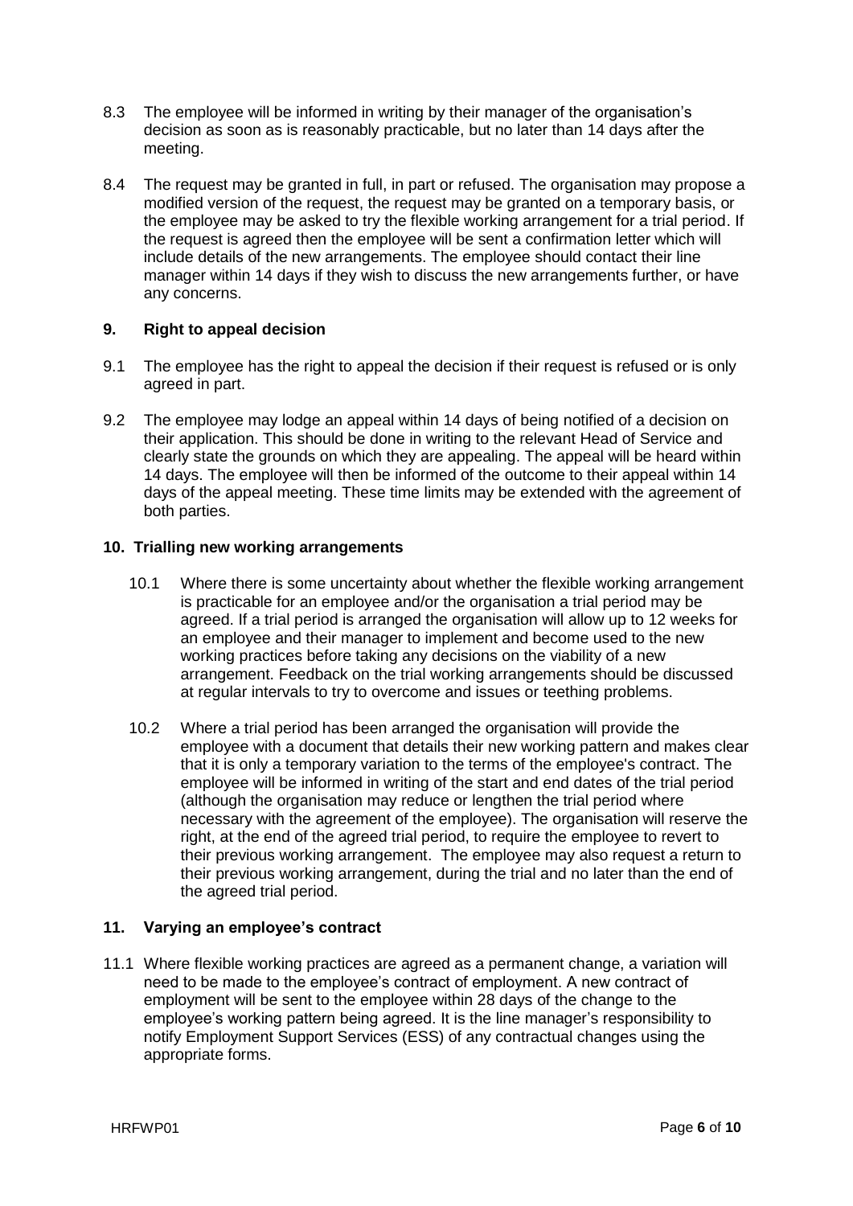8.3 The employee will be informed in writing by their manager of the organisation's decision as soon as is reasonably practicable, but no later than 14 days after the meeting.

8.4 The request may be granted in full, in part or refused. The organisation may propose a modified version of the request, the request may be granted on a temporary basis, or the employee may be asked to try the flexible working arrangement for a trial period. If the request is agreed then the employee will be sent a confirmation letter which will include details of the new arrangements. The employee should contact their line manager within 14 days if they wish to discuss the new arrangements further, or have any concerns.

## 9. Right to appeal decision

9.1 The employee has the right to appeal the decision if their request is refused or is only agreed in part.

9.2 The employee may lodge an appeal within 14 days of being notified of a decision on their application. This should be done in writing to the relevant Head of Service and clearly state the grounds on which they are appealing. The appeal will be heard within 14 days. The employee will then be informed of the outcome to their appeal within 14 days of the appeal meeting. These time limits may be extended with the agreement of both parties.

## 10. Trialling new working arrangements

10.1 Where there is some uncertainty about whether the flexible working arrangement is practicable for an employee and/or the organisation a trial period may be agreed. If a trial period is arranged the organisation will allow up to 12 weeks for an employee and their manager to implement and become used to the new working practices before taking any decisions on the viability of a new arrangement. Feedback on the trial working arrangements should be discussed at regular intervals to try to overcome and issues or teething problems.

10.2 Where a trial period has been arranged the organisation will provide the employee with a document that details their new working pattern and makes clear that it is only a temporary variation to the terms of the employee's contract. The employee will be informed in writing of the start and end dates of the trial period (although the organisation may reduce or lengthen the trial period where necessary with the agreement of the employee). The organisation will reserve the right, at the end of the agreed trial period, to require the employee to revert to their previous working arrangement. The employee may also request a return to their previous working arrangement, during the trial and no later than the end of the agreed trial period.

## 11. Varying an employee's contract

11.1 Where flexible working practices are agreed as a permanent change, a variation will need to be made to the employee's contract of employment. A new contract of employment will be sent to the employee within 28 days of the change to the employee's working pattern being agreed. It is the line manager's responsibility to notify Employment Support Services (ESS) of any contractual changes using the appropriate forms.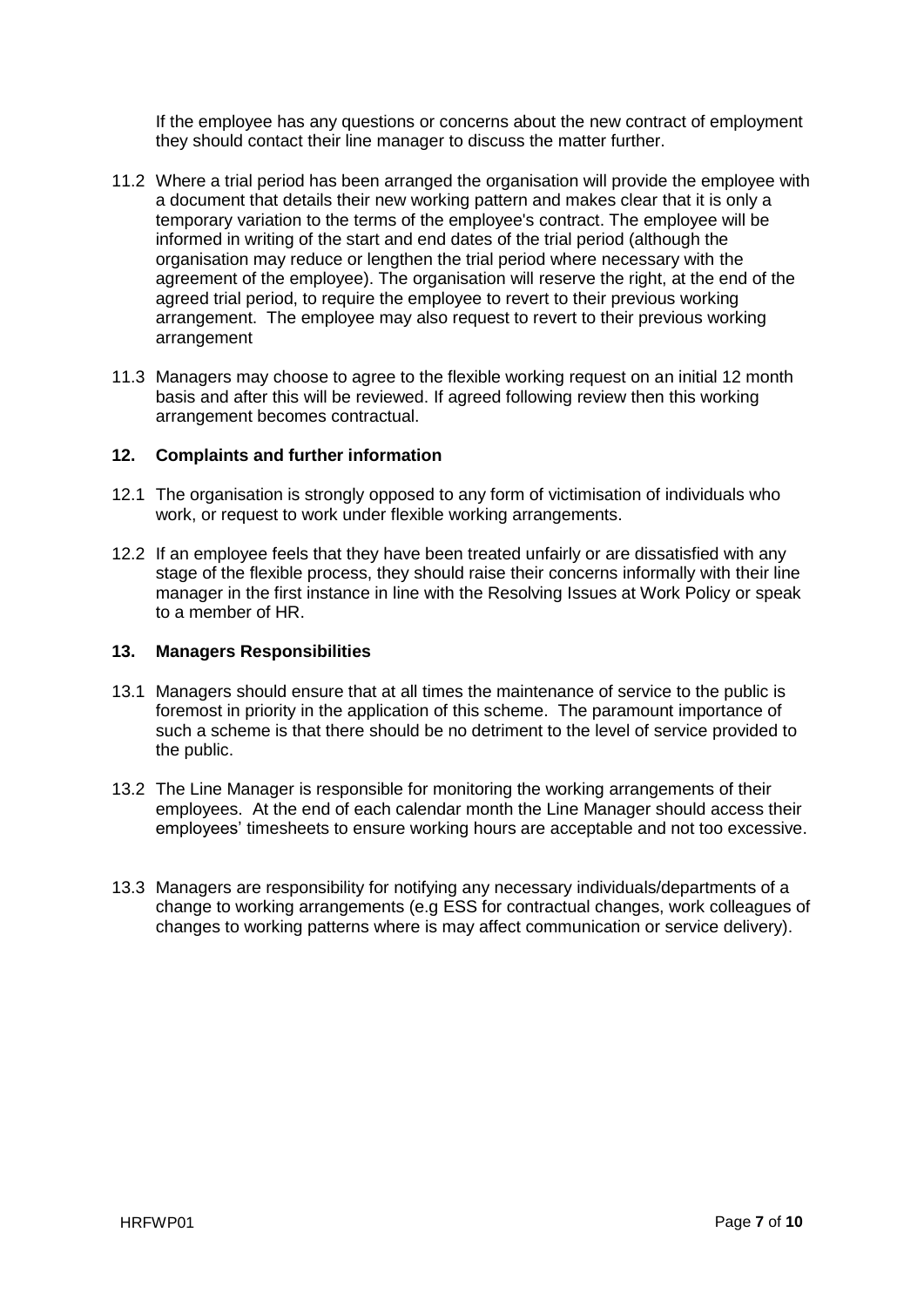If the employee has any questions or concerns about the new contract of employment they should contact their line manager to discuss the matter further.

11.2 Where a trial period has been arranged the organisation will provide the employee with a document that details their new working pattern and makes clear that it is only a temporary variation to the terms of the employee's contract. The employee will be informed in writing of the start and end dates of the trial period (although the organisation may reduce or lengthen the trial period where necessary with the agreement of the employee). The organisation will reserve the right, at the end of the agreed trial period, to require the employee to revert to their previous working arrangement. The employee may also request to revert to their previous working arrangement

11.3 Managers may choose to agree to the flexible working request on an initial 12 month basis and after this will be reviewed. If agreed following review then this working arrangement becomes contractual.

## 12. Complaints and further information

12.1 The organisation is strongly opposed to any form of victimisation of individuals who work, or request to work under flexible working arrangements.

12.2 If an employee feels that they have been treated unfairly or are dissatisfied with any stage of the flexible process, they should raise their concerns informally with their line manager in the first instance in line with the Resolving Issues at Work Policy or speak to a member of HR.

## 13. Managers Responsibilities

13.1 Managers should ensure that at all times the maintenance of service to the public is foremost in priority in the application of this scheme. The paramount importance of such a scheme is that there should be no detriment to the level of service provided to the public.

13.2 The Line Manager is responsible for monitoring the working arrangements of their employees. At the end of each calendar month the Line Manager should access their employees' timesheets to ensure working hours are acceptable and not too excessive.

13.3 Managers are responsibility for notifying any necessary individuals/departments of a change to working arrangements (e.g ESS for contractual changes, work colleagues of changes to working patterns where is may affect communication or service delivery).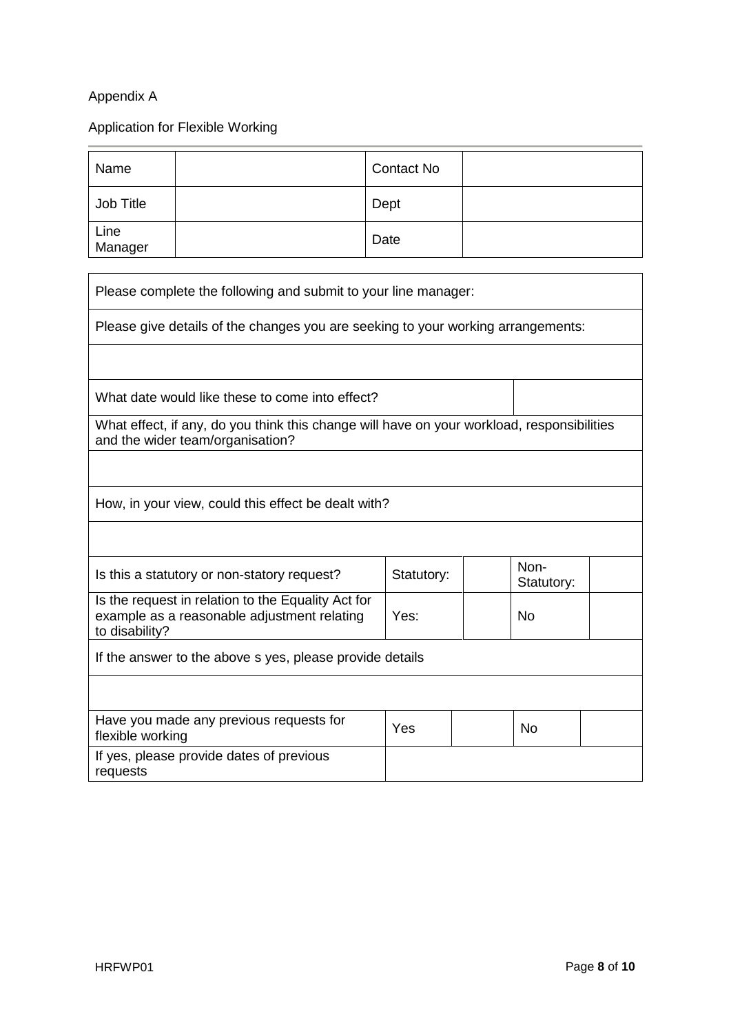Appendix A

Application for Flexible Working

| Name | | Contact No | |
|---|---|---|---|
| Job Title | | Dept | |
| Line Manager | | Date | |

| Please complete the following and submit to your line manager: | | | | |
|---|---|---|---|---|
| Please give details of the changes you are seeking to your working arrangements: | | | | |
| | | | | |
| What date would like these to come into effect? | | | | |
| What effect, if any, do you think this change will have on your workload, responsibilities and the wider team/organisation? | | | | |
| | | | | |
| How, in your view, could this effect be dealt with? | | | | |
| | | | | |
| Is this a statutory or non-statory request? | Statutory: | | Non-Statutory: | |
| Is the request in relation to the Equality Act for example as a reasonable adjustment relating to disability? | Yes: | | No | |
| If the answer to the above s yes, please provide details | | | | |
| | | | | |
| Have you made any previous requests for flexible working | Yes | | No | |
| If yes, please provide dates of previous requests | | | | |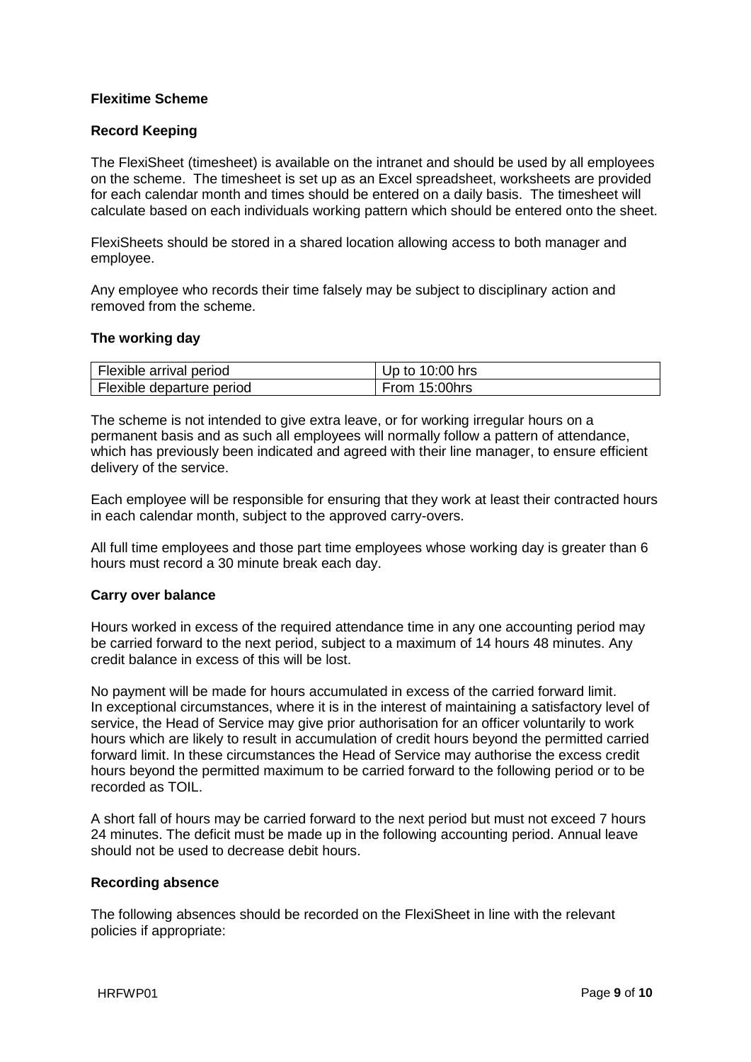## Flexitime Scheme

### Record Keeping

The FlexiSheet (timesheet) is available on the intranet and should be used by all employees on the scheme. The timesheet is set up as an Excel spreadsheet, worksheets are provided for each calendar month and times should be entered on a daily basis. The timesheet will calculate based on each individuals working pattern which should be entered onto the sheet.

FlexiSheets should be stored in a shared location allowing access to both manager and employee.

Any employee who records their time falsely may be subject to disciplinary action and removed from the scheme.

### The working day

| Flexible arrival period | Up to 10:00 hrs |
|---|---|
| Flexible departure period | From 15:00hrs |

The scheme is not intended to give extra leave, or for working irregular hours on a permanent basis and as such all employees will normally follow a pattern of attendance, which has previously been indicated and agreed with their line manager, to ensure efficient delivery of the service.

Each employee will be responsible for ensuring that they work at least their contracted hours in each calendar month, subject to the approved carry-overs.

All full time employees and those part time employees whose working day is greater than 6 hours must record a 30 minute break each day.

### Carry over balance

Hours worked in excess of the required attendance time in any one accounting period may be carried forward to the next period, subject to a maximum of 14 hours 48 minutes. Any credit balance in excess of this will be lost.

No payment will be made for hours accumulated in excess of the carried forward limit. In exceptional circumstances, where it is in the interest of maintaining a satisfactory level of service, the Head of Service may give prior authorisation for an officer voluntarily to work hours which are likely to result in accumulation of credit hours beyond the permitted carried forward limit. In these circumstances the Head of Service may authorise the excess credit hours beyond the permitted maximum to be carried forward to the following period or to be recorded as TOIL.

A short fall of hours may be carried forward to the next period but must not exceed 7 hours 24 minutes. The deficit must be made up in the following accounting period. Annual leave should not be used to decrease debit hours.

### Recording absence

The following absences should be recorded on the FlexiSheet in line with the relevant policies if appropriate: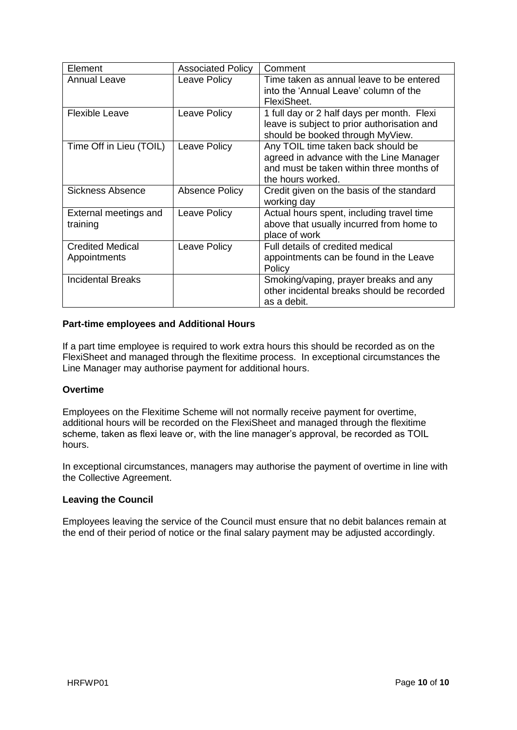| Element | Associated Policy | Comment |
|---|---|---|
| Annual Leave | Leave Policy | Time taken as annual leave to be entered into the 'Annual Leave' column of the FlexiSheet. |
| Flexible Leave | Leave Policy | 1 full day or 2 half days per month. Flexi leave is subject to prior authorisation and should be booked through MyView. |
| Time Off in Lieu (TOIL) | Leave Policy | Any TOIL time taken back should be agreed in advance with the Line Manager and must be taken within three months of the hours worked. |
| Sickness Absence | Absence Policy | Credit given on the basis of the standard working day |
| External meetings and training | Leave Policy | Actual hours spent, including travel time above that usually incurred from home to place of work |
| Credited Medical Appointments | Leave Policy | Full details of credited medical appointments can be found in the Leave Policy |
| Incidental Breaks | | Smoking/vaping, prayer breaks and any other incidental breaks should be recorded as a debit. |

**Part-time employees and Additional Hours**

If a part time employee is required to work extra hours this should be recorded as on the FlexiSheet and managed through the flexitime process. In exceptional circumstances the Line Manager may authorise payment for additional hours.

**Overtime**

Employees on the Flexitime Scheme will not normally receive payment for overtime, additional hours will be recorded on the FlexiSheet and managed through the flexitime scheme, taken as flexi leave or, with the line manager's approval, be recorded as TOIL hours.

In exceptional circumstances, managers may authorise the payment of overtime in line with the Collective Agreement.

**Leaving the Council**

Employees leaving the service of the Council must ensure that no debit balances remain at the end of their period of notice or the final salary payment may be adjusted accordingly.